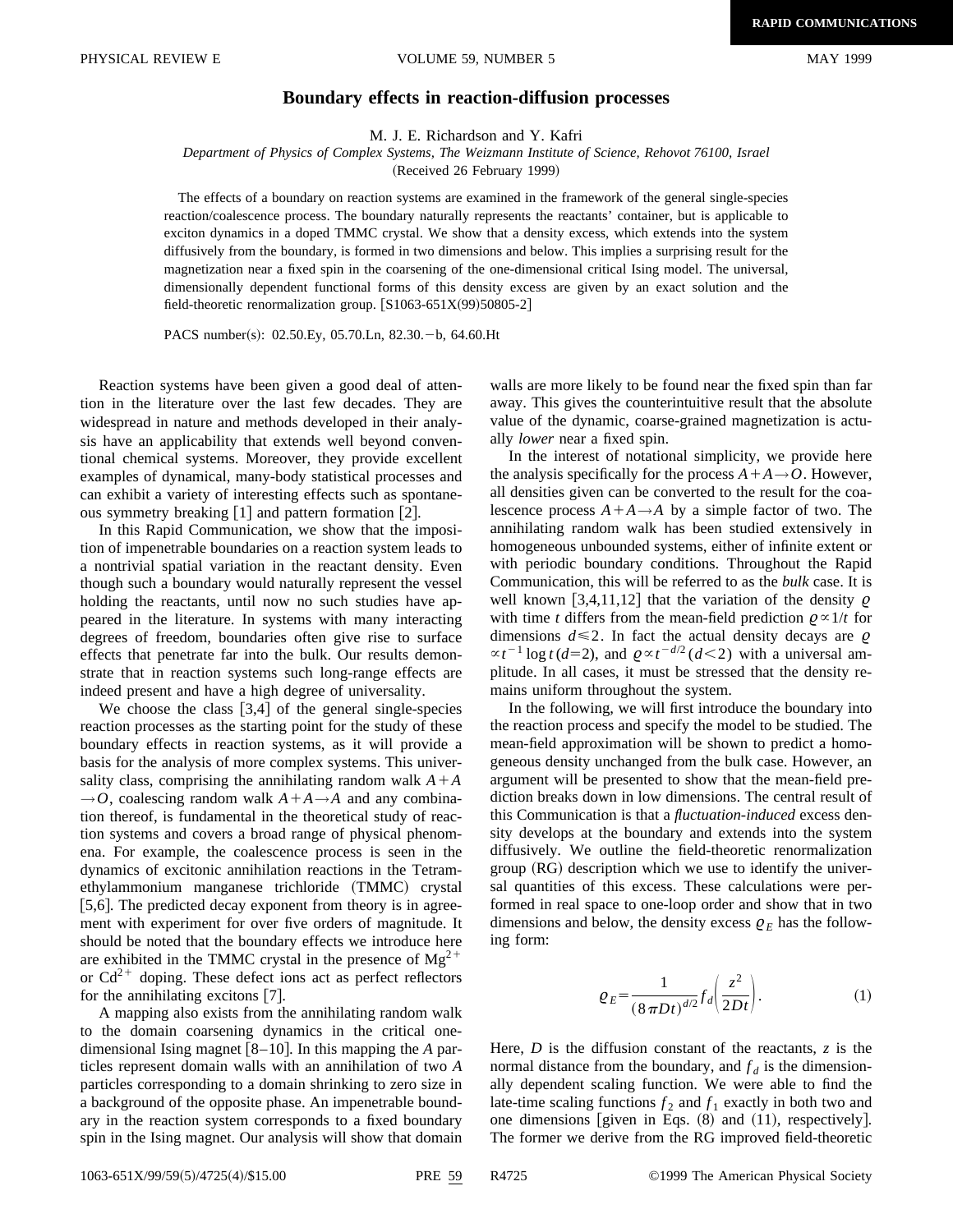RAPID COMMUNICATIONS

# Boundary effects in reaction-diffusion processes

M. J. E. Richardson and Y. Kafri

*Department of Physics of Complex Systems, The Weizmann Institute of Science, Rehovot 76100, Israel*

(Received 26 February 1999)

The effects of a boundary on reaction systems are examined in the framework of the general single-species reaction/coalescence process. The boundary naturally represents the reactants' container, but is applicable to exciton dynamics in a doped TMMC crystal. We show that a density excess, which extends into the system diffusively from the boundary, is formed in two dimensions and below. This implies a surprising result for the magnetization near a fixed spin in the coarsening of the one-dimensional critical Ising model. The universal, dimensionally dependent functional forms of this density excess are given by an exact solution and the field-theoretic renormalization group. [S1063-651X(99)50805-2]

PACS number(s): 02.50.Ey, 05.70.Ln, 82.30.−b, 64.60.Ht

Reaction systems have been given a good deal of attention in the literature over the last few decades. They are widespread in nature and methods developed in their analysis have an applicability that extends well beyond conventional chemical systems. Moreover, they provide excellent examples of dynamical, many-body statistical processes and can exhibit a variety of interesting effects such as spontaneous symmetry breaking [1] and pattern formation [2].

In this Rapid Communication, we show that the imposition of impenetrable boundaries on a reaction system leads to a nontrivial spatial variation in the reactant density. Even though such a boundary would naturally represent the vessel holding the reactants, until now no such studies have appeared in the literature. In systems with many interacting degrees of freedom, boundaries often give rise to surface effects that penetrate far into the bulk. Our results demonstrate that in reaction systems such long-range effects are indeed present and have a high degree of universality.

We choose the class [3,4] of the general single-species reaction processes as the starting point for the study of these boundary effects in reaction systems, as it will provide a basis for the analysis of more complex systems. This universality class, comprising the annihilating random walk $A+A\rightarrow O$, coalescing random walk $A+A\rightarrow A$ and any combination thereof, is fundamental in the theoretical study of reaction systems and covers a broad range of physical phenomena. For example, the coalescence process is seen in the dynamics of excitonic annihilation reactions in the Tetramethylammonium manganese trichloride (TMMC) crystal [5,6]. The predicted decay exponent from theory is in agreement with experiment for over five orders of magnitude. It should be noted that the boundary effects we introduce here are exhibited in the TMMC crystal in the presence of $Mg^{2+}$ or $Cd^{2+}$ doping. These defect ions act as perfect reflectors for the annihilating excitons [7].

A mapping also exists from the annihilating random walk to the domain coarsening dynamics in the critical one-dimensional Ising magnet [8–10]. In this mapping the $A$ particles represent domain walls with an annihilation of two $A$ particles corresponding to a domain shrinking to zero size in a background of the opposite phase. An impenetrable boundary in the reaction system corresponds to a fixed boundary spin in the Ising magnet. Our analysis will show that domain walls are more likely to be found near the fixed spin than far away. This gives the counterintuitive result that the absolute value of the dynamic, coarse-grained magnetization is actually *lower* near a fixed spin.

In the interest of notational simplicity, we provide here the analysis specifically for the process $A+A\rightarrow O$. However, all densities given can be converted to the result for the coalescence process $A+A\rightarrow A$ by a simple factor of two. The annihilating random walk has been studied extensively in homogeneous unbounded systems, either of infinite extent or with periodic boundary conditions. Throughout the Rapid Communication, this will be referred to as the *bulk* case. It is well known [3,4,11,12] that the variation of the density $\varrho$ with time $t$ differs from the mean-field prediction $\varrho\propto 1/t$ for dimensions $d\leq 2$. In fact the actual density decays are $\varrho\propto t^{-1}\log t\,(d=2)$, and $\varrho\propto t^{-d/2}\,(d<2)$ with a universal amplitude. In all cases, it must be stressed that the density remains uniform throughout the system.

In the following, we will first introduce the boundary into the reaction process and specify the model to be studied. The mean-field approximation will be shown to predict a homogeneous density unchanged from the bulk case. However, an argument will be presented to show that the mean-field prediction breaks down in low dimensions. The central result of this Communication is that a *fluctuation-induced* excess density develops at the boundary and extends into the system diffusively. We outline the field-theoretic renormalization group (RG) description which we use to identify the universal quantities of this excess. These calculations were performed in real space to one-loop order and show that in two dimensions and below, the density excess $\varrho_E$ has the following form:

$$\varrho_E=\frac{1}{(8\pi Dt)^{d/2}}f_d\left(\frac{z^2}{2Dt}\right). \tag{1}$$

Here, $D$ is the diffusion constant of the reactants, $z$ is the normal distance from the boundary, and $f_d$ is the dimensionally dependent scaling function. We were able to find the late-time scaling functions $f_2$ and $f_1$ exactly in both two and one dimensions [given in Eqs. (8) and (11), respectively]. The former we derive from the RG improved field-theoretic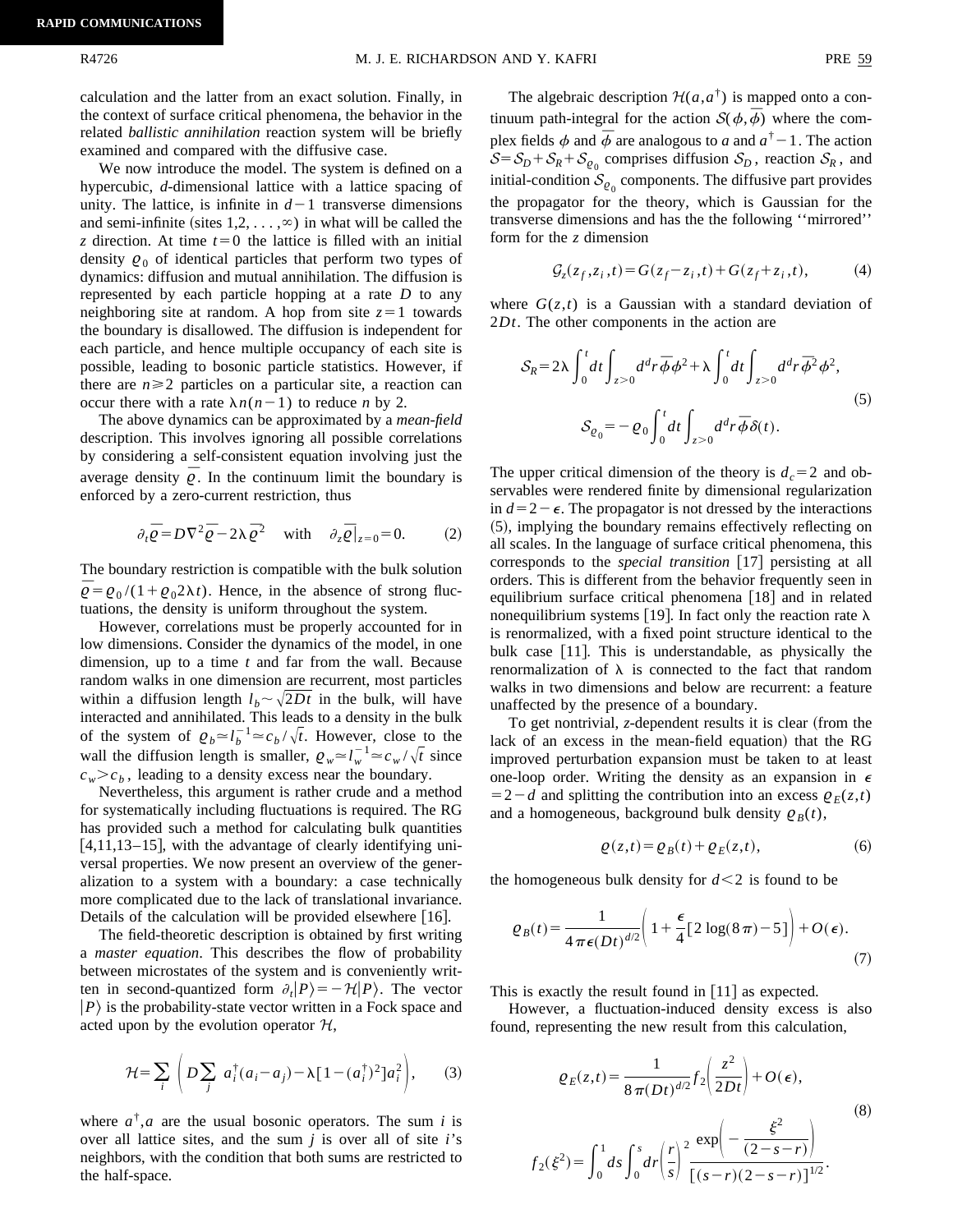calculation and the latter from an exact solution. Finally, in the context of surface critical phenomena, the behavior in the related *ballistic annihilation* reaction system will be briefly examined and compared with the diffusive case.

We now introduce the model. The system is defined on a hypercubic, $d$-dimensional lattice with a lattice spacing of unity. The lattice, is infinite in $d-1$ transverse dimensions and semi-infinite (sites $1,2,\ldots,\infty$) in what will be called the $z$ direction. At time $t=0$ the lattice is filled with an initial density $\varrho_0$ of identical particles that perform two types of dynamics: diffusion and mutual annihilation. The diffusion is represented by each particle hopping at a rate $D$ to any neighboring site at random. A hop from site $z=1$ towards the boundary is disallowed. The diffusion is independent for each particle, and hence multiple occupancy of each site is possible, leading to bosonic particle statistics. However, if there are $n\geqslant 2$ particles on a particular site, a reaction can occur there with a rate $\lambda n(n-1)$ to reduce $n$ by 2.

The above dynamics can be approximated by a *mean-field* description. This involves ignoring all possible correlations by considering a self-consistent equation involving just the average density $\bar{\varrho}$. In the continuum limit the boundary is enforced by a zero-current restriction, thus

$$\partial_t \bar{\varrho} = D\nabla^2\bar{\varrho} - 2\lambda\bar{\varrho}^2 \quad \text{with} \quad \partial_z \bar{\varrho}|_{z=0}=0. \tag{2}$$

The boundary restriction is compatible with the bulk solution $\bar{\varrho}=\varrho_0/(1+\varrho_0 2\lambda t)$. Hence, in the absence of strong fluctuations, the density is uniform throughout the system.

However, correlations must be properly accounted for in low dimensions. Consider the dynamics of the model, in one dimension, up to a time $t$ and far from the wall. Because random walks in one dimension are recurrent, most particles within a diffusion length $l_b \sim \sqrt{2Dt}$ in the bulk, will have interacted and annihilated. This leads to a density in the bulk of the system of $\varrho_b \simeq l_b^{-1} \simeq c_b/\sqrt{t}$. However, close to the wall the diffusion length is smaller, $\varrho_w \simeq l_w^{-1} \simeq c_w/\sqrt{t}$ since $c_w > c_b$, leading to a density excess near the boundary.

Nevertheless, this argument is rather crude and a method for systematically including fluctuations is required. The RG has provided such a method for calculating bulk quantities [4,11,13–15], with the advantage of clearly identifying universal properties. We now present an overview of the generalization to a system with a boundary: a case technically more complicated due to the lack of translational invariance. Details of the calculation will be provided elsewhere [16].

The field-theoretic description is obtained by first writing a *master equation*. This describes the flow of probability between microstates of the system and is conveniently written in second-quantized form $\partial_t|P\rangle = -\mathcal{H}|P\rangle$. The vector $|P\rangle$ is the probability-state vector written in a Fock space and acted upon by the evolution operator $\mathcal{H}$,

$$\mathcal{H} = \sum_i \left( D\sum_j a_i^\dagger (a_i - a_j) - \lambda[1-(a_i^\dagger)^2]a_i^2 \right), \tag{3}$$

where $a^\dagger, a$ are the usual bosonic operators. The sum $i$ is over all lattice sites, and the sum $j$ is over all of site $i$'s neighbors, with the condition that both sums are restricted to the half-space.

The algebraic description $\mathcal{H}(a,a^\dagger)$ is mapped onto a continuum path-integral for the action $\mathcal{S}(\phi,\bar{\phi})$ where the complex fields $\phi$ and $\bar{\phi}$ are analogous to $a$ and $a^\dagger - 1$. The action $\mathcal{S}=\mathcal{S}_D+\mathcal{S}_R+\mathcal{S}_{\varrho_0}$ comprises diffusion $\mathcal{S}_D$, reaction $\mathcal{S}_R$, and initial-condition $\mathcal{S}_{\varrho_0}$ components. The diffusive part provides the propagator for the theory, which is Gaussian for the transverse dimensions and has the the following "mirrored" form for the $z$ dimension

$$\mathcal{G}_z(z_f,z_i,t) = G(z_f - z_i, t) + G(z_f + z_i, t), \tag{4}$$

where $G(z,t)$ is a Gaussian with a standard deviation of $2Dt$. The other components in the action are

$$\mathcal{S}_R = 2\lambda\int_0^t dt \int_{z>0} d^d r\, \bar{\phi}\phi^2 + \lambda\int_0^t dt\int_{z>0} d^d r\, \bar{\phi}^2\phi^2,$$
$$\mathcal{S}_{\varrho_0} = -\varrho_0\int_0^t dt\int_{z>0} d^d r\, \bar{\phi}\delta(t). \tag{5}$$

The upper critical dimension of the theory is $d_c=2$ and observables were rendered finite by dimensional regularization in $d=2-\epsilon$. The propagator is not dressed by the interactions (5), implying the boundary remains effectively reflecting on all scales. In the language of surface critical phenomena, this corresponds to the *special transition* [17] persisting at all orders. This is different from the behavior frequently seen in equilibrium surface critical phenomena [18] and in related nonequilibrium systems [19]. In fact only the reaction rate $\lambda$ is renormalized, with a fixed point structure identical to the bulk case [11]. This is understandable, as physically the renormalization of $\lambda$ is connected to the fact that random walks in two dimensions and below are recurrent: a feature unaffected by the presence of a boundary.

To get nontrivial, $z$-dependent results it is clear (from the lack of an excess in the mean-field equation) that the RG improved perturbation expansion must be taken to at least one-loop order. Writing the density as an expansion in $\epsilon = 2-d$ and splitting the contribution into an excess $\varrho_E(z,t)$ and a homogeneous, background bulk density $\varrho_B(t)$,

$$\varrho(z,t) = \varrho_B(t) + \varrho_E(z,t), \tag{6}$$

the homogeneous bulk density for $d<2$ is found to be

$$\varrho_B(t) = \frac{1}{4\pi\epsilon(Dt)^{d/2}}\left(1+\frac{\epsilon}{4}[2\log(8\pi)-5]\right) + O(\epsilon). \tag{7}$$

This is exactly the result found in [11] as expected.

However, a fluctuation-induced density excess is also found, representing the new result from this calculation,

$$\varrho_E(z,t) = \frac{1}{8\pi(Dt)^{d/2}} f_2\!\left(\frac{z^2}{2Dt}\right) + O(\epsilon),$$
$$f_2(\xi^2) = \int_0^1 ds\int_0^s dr\left(\frac{r}{s}\right)^2 \frac{\exp\!\left(-\dfrac{\xi^2}{(2-s-r)}\right)}{[(s-r)(2-s-r)]^{1/2}}. \tag{8}$$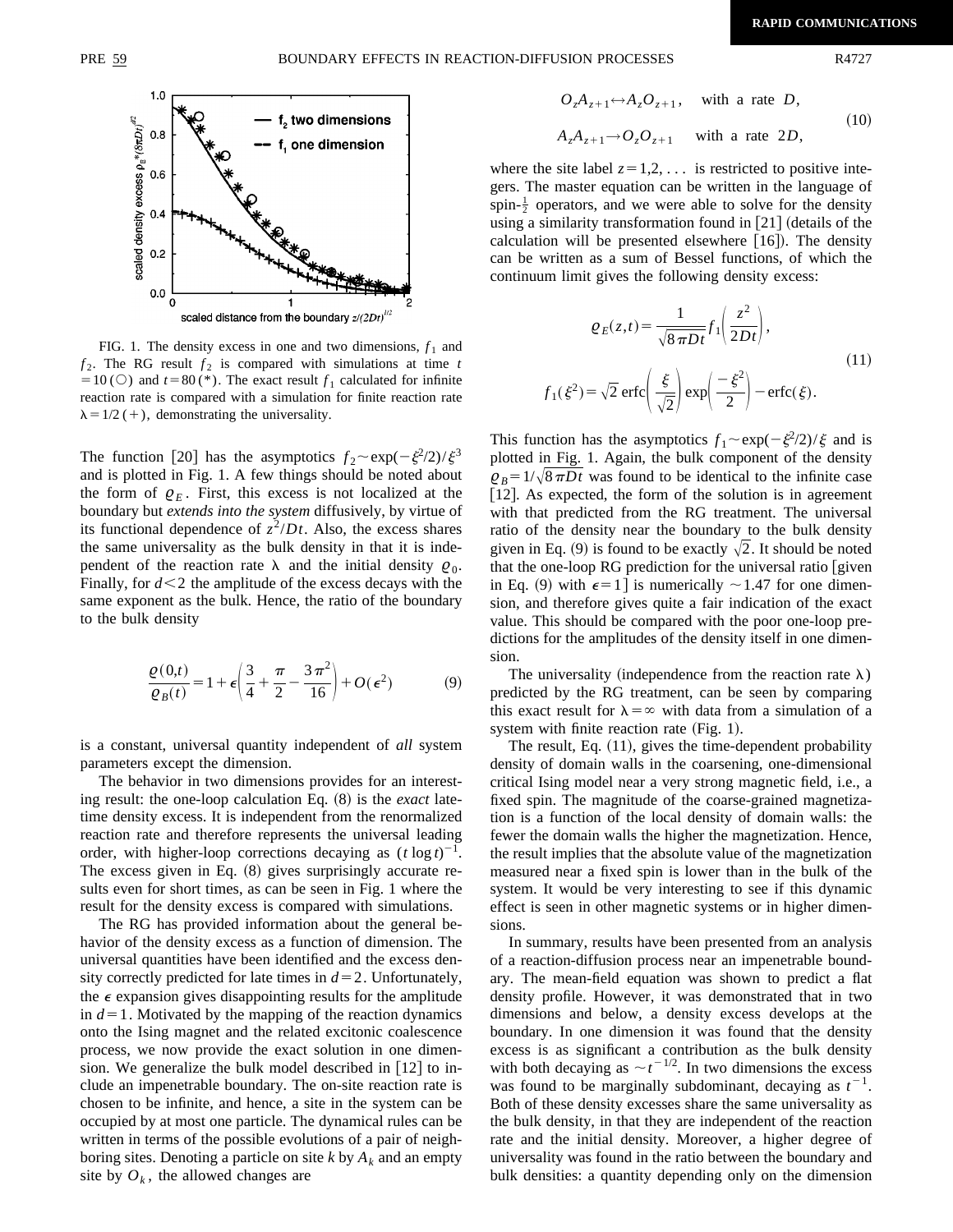FIG. 1. The density excess in one and two dimensions, $f_1$ and $f_2$. The RG result $f_2$ is compared with simulations at time $t=10$ (○) and $t=80$ (*). The exact result $f_1$ calculated for infinite reaction rate is compared with a simulation for finite reaction rate $\lambda=1/2$ (+), demonstrating the universality.

The function [20] has the asymptotics $f_2 \sim \exp(-\xi^2/2)/\xi^3$ and is plotted in Fig. 1. A few things should be noted about the form of $\varrho_E$. First, this excess is not localized at the boundary but *extends into the system* diffusively, by virtue of its functional dependence of $z^2/Dt$. Also, the excess shares the same universality as the bulk density in that it is independent of the reaction rate $\lambda$ and the initial density $\varrho_0$. Finally, for $d<2$ the amplitude of the excess decays with the same exponent as the bulk. Hence, the ratio of the boundary to the bulk density

$$\frac{\varrho(0,t)}{\varrho_B(t)} = 1 + \epsilon\left(\frac{3}{4} + \frac{\pi}{2} - \frac{3\pi^2}{16}\right) + O(\epsilon^2) \tag{9}$$

is a constant, universal quantity independent of *all* system parameters except the dimension.

The behavior in two dimensions provides for an interesting result: the one-loop calculation Eq. (8) is the *exact* late-time density excess. It is independent from the renormalized reaction rate and therefore represents the universal leading order, with higher-loop corrections decaying as $(t \log t)^{-1}$. The excess given in Eq. (8) gives surprisingly accurate results even for short times, as can be seen in Fig. 1 where the result for the density excess is compared with simulations.

The RG has provided information about the general behavior of the density excess as a function of dimension. The universal quantities have been identified and the excess density correctly predicted for late times in $d=2$. Unfortunately, the $\epsilon$ expansion gives disappointing results for the amplitude in $d=1$. Motivated by the mapping of the reaction dynamics onto the Ising magnet and the related excitonic coalescence process, we now provide the exact solution in one dimension. We generalize the bulk model described in [12] to include an impenetrable boundary. The on-site reaction rate is chosen to be infinite, and hence, a site in the system can be occupied by at most one particle. The dynamical rules can be written in terms of the possible evolutions of a pair of neighboring sites. Denoting a particle on site $k$ by $A_k$ and an empty site by $O_k$, the allowed changes are

$$O_z A_{z+1} \leftrightarrow A_z O_{z+1}, \quad \text{with a rate } D,$$
$$A_z A_{z+1} \rightarrow O_z O_{z+1} \quad \text{with a rate } 2D, \tag{10}$$

where the site label $z=1,2,\ldots$ is restricted to positive integers. The master equation can be written in the language of spin-$\frac{1}{2}$ operators, and we were able to solve for the density using a similarity transformation found in [21] (details of the calculation will be presented elsewhere [16]). The density can be written as a sum of Bessel functions, of which the continuum limit gives the following density excess:

$$\varrho_E(z,t) = \frac{1}{\sqrt{8\pi Dt}} f_1\left(\frac{z^2}{2Dt}\right),$$
$$f_1(\xi^2) = \sqrt{2}\,\mathrm{erfc}\left(\frac{\xi}{\sqrt{2}}\right)\exp\left(\frac{-\xi^2}{2}\right) - \mathrm{erfc}(\xi). \tag{11}$$

This function has the asymptotics $f_1 \sim \exp(-\xi^2/2)/\xi$ and is plotted in Fig. 1. Again, the bulk component of the density $\varrho_B = 1/\sqrt{8\pi Dt}$ was found to be identical to the infinite case [12]. As expected, the form of the solution is in agreement with that predicted from the RG treatment. The universal ratio of the density near the boundary to the bulk density given in Eq. (9) is found to be exactly $\sqrt{2}$. It should be noted that the one-loop RG prediction for the universal ratio [given in Eq. (9) with $\epsilon=1$] is numerically $\sim 1.47$ for one dimension, and therefore gives quite a fair indication of the exact value. This should be compared with the poor one-loop predictions for the amplitudes of the density itself in one dimension.

The universality (independence from the reaction rate $\lambda$) predicted by the RG treatment, can be seen by comparing this exact result for $\lambda=\infty$ with data from a simulation of a system with finite reaction rate (Fig. 1).

The result, Eq. (11), gives the time-dependent probability density of domain walls in the coarsening, one-dimensional critical Ising model near a very strong magnetic field, i.e., a fixed spin. The magnitude of the coarse-grained magnetization is a function of the local density of domain walls: the fewer the domain walls the higher the magnetization. Hence, the result implies that the absolute value of the magnetization measured near a fixed spin is lower than in the bulk of the system. It would be very interesting to see if this dynamic effect is seen in other magnetic systems or in higher dimensions.

In summary, results have been presented from an analysis of a reaction-diffusion process near an impenetrable boundary. The mean-field equation was shown to predict a flat density profile. However, it was demonstrated that in two dimensions and below, a density excess develops at the boundary. In one dimension it was found that the density excess is as significant a contribution as the bulk density with both decaying as $\sim t^{-1/2}$. In two dimensions the excess was found to be marginally subdominant, decaying as $t^{-1}$. Both of these density excesses share the same universality as the bulk density, in that they are independent of the reaction rate and the initial density. Moreover, a higher degree of universality was found in the ratio between the boundary and bulk densities: a quantity depending only on the dimension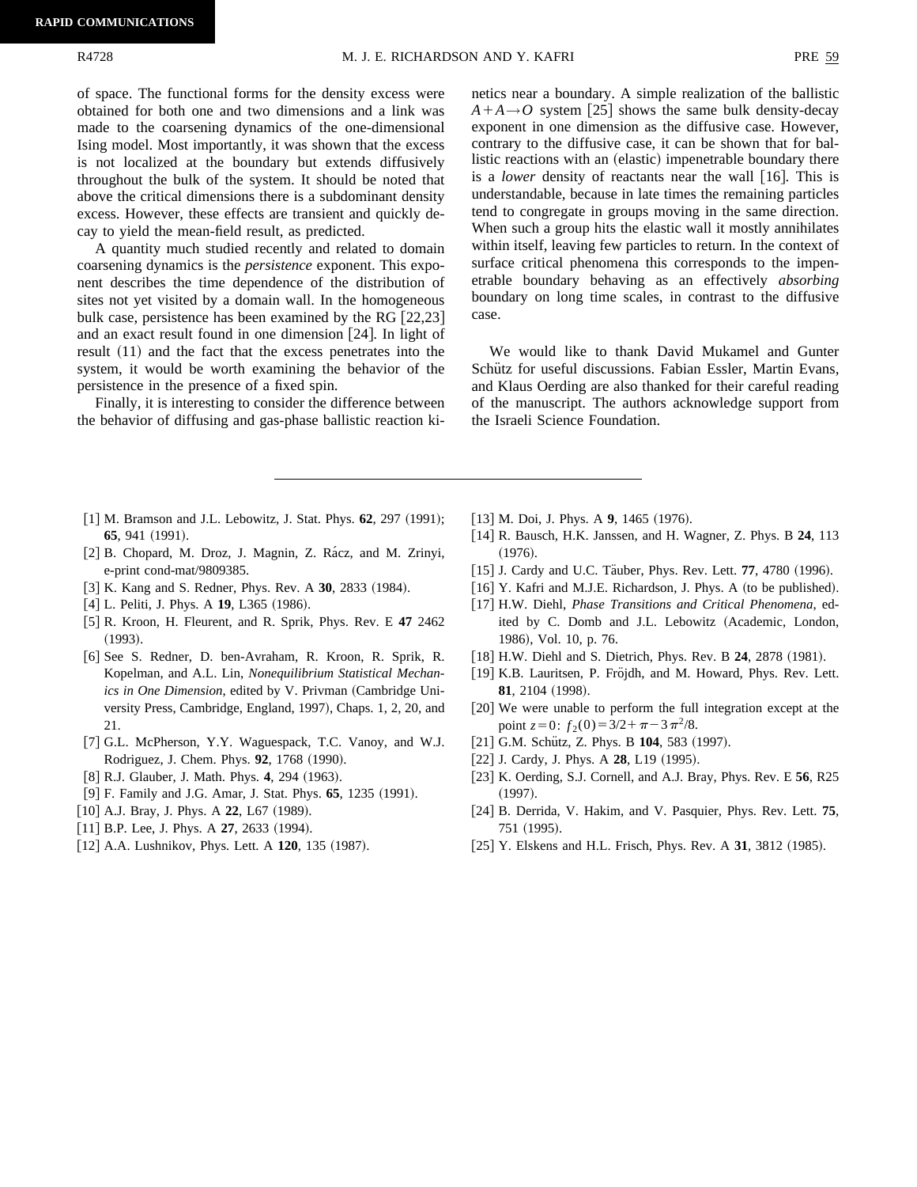of space. The functional forms for the density excess were obtained for both one and two dimensions and a link was made to the coarsening dynamics of the one-dimensional Ising model. Most importantly, it was shown that the excess is not localized at the boundary but extends diffusively throughout the bulk of the system. It should be noted that above the critical dimensions there is a subdominant density excess. However, these effects are transient and quickly decay to yield the mean-field result, as predicted.

A quantity much studied recently and related to domain coarsening dynamics is the *persistence* exponent. This exponent describes the time dependence of the distribution of sites not yet visited by a domain wall. In the homogeneous bulk case, persistence has been examined by the RG [22,23] and an exact result found in one dimension [24]. In light of result (11) and the fact that the excess penetrates into the system, it would be worth examining the behavior of the persistence in the presence of a fixed spin.

Finally, it is interesting to consider the difference between the behavior of diffusing and gas-phase ballistic reaction kinetics near a boundary. A simple realization of the ballistic $A+A\rightarrow O$ system [25] shows the same bulk density-decay exponent in one dimension as the diffusive case. However, contrary to the diffusive case, it can be shown that for ballistic reactions with an (elastic) impenetrable boundary there is a *lower* density of reactants near the wall [16]. This is understandable, because in late times the remaining particles tend to congregate in groups moving in the same direction. When such a group hits the elastic wall it mostly annihilates within itself, leaving few particles to return. In the context of surface critical phenomena this corresponds to the impenetrable boundary behaving as an effectively *absorbing* boundary on long time scales, in contrast to the diffusive case.

We would like to thank David Mukamel and Gunter Schütz for useful discussions. Fabian Essler, Martin Evans, and Klaus Oerding are also thanked for their careful reading of the manuscript. The authors acknowledge support from the Israeli Science Foundation.

---

[1] M. Bramson and J.L. Lebowitz, J. Stat. Phys. **62**, 297 (1991); **65**, 941 (1991).

[2] B. Chopard, M. Droz, J. Magnin, Z. Rácz, and M. Zrinyi, e-print cond-mat/9809385.

[3] K. Kang and S. Redner, Phys. Rev. A **30**, 2833 (1984).

[4] L. Peliti, J. Phys. A **19**, L365 (1986).

[5] R. Kroon, H. Fleurent, and R. Sprik, Phys. Rev. E **47** 2462 (1993).

[6] See S. Redner, D. ben-Avraham, R. Kroon, R. Sprik, R. Kopelman, and A.L. Lin, *Nonequilibrium Statistical Mechanics in One Dimension*, edited by V. Privman (Cambridge University Press, Cambridge, England, 1997), Chaps. 1, 2, 20, and 21.

[7] G.L. McPherson, Y.Y. Waguespack, T.C. Vanoy, and W.J. Rodriguez, J. Chem. Phys. **92**, 1768 (1990).

[8] R.J. Glauber, J. Math. Phys. **4**, 294 (1963).

[9] F. Family and J.G. Amar, J. Stat. Phys. **65**, 1235 (1991).

[10] A.J. Bray, J. Phys. A **22**, L67 (1989).

[11] B.P. Lee, J. Phys. A **27**, 2633 (1994).

[12] A.A. Lushnikov, Phys. Lett. A **120**, 135 (1987).

[13] M. Doi, J. Phys. A **9**, 1465 (1976).

[14] R. Bausch, H.K. Janssen, and H. Wagner, Z. Phys. B **24**, 113 (1976).

[15] J. Cardy and U.C. Täuber, Phys. Rev. Lett. **77**, 4780 (1996).

[16] Y. Kafri and M.J.E. Richardson, J. Phys. A (to be published).

[17] H.W. Diehl, *Phase Transitions and Critical Phenomena*, edited by C. Domb and J.L. Lebowitz (Academic, London, 1986), Vol. 10, p. 76.

[18] H.W. Diehl and S. Dietrich, Phys. Rev. B **24**, 2878 (1981).

[19] K.B. Lauritsen, P. Fröjdh, and M. Howard, Phys. Rev. Lett. **81**, 2104 (1998).

[20] We were unable to perform the full integration except at the point $z=0$: $f_2(0)=3/2+\pi-3\pi^2/8$.

[21] G.M. Schütz, Z. Phys. B **104**, 583 (1997).

[22] J. Cardy, J. Phys. A **28**, L19 (1995).

[23] K. Oerding, S.J. Cornell, and A.J. Bray, Phys. Rev. E **56**, R25 (1997).

[24] B. Derrida, V. Hakim, and V. Pasquier, Phys. Rev. Lett. **75**, 751 (1995).

[25] Y. Elskens and H.L. Frisch, Phys. Rev. A **31**, 3812 (1985).